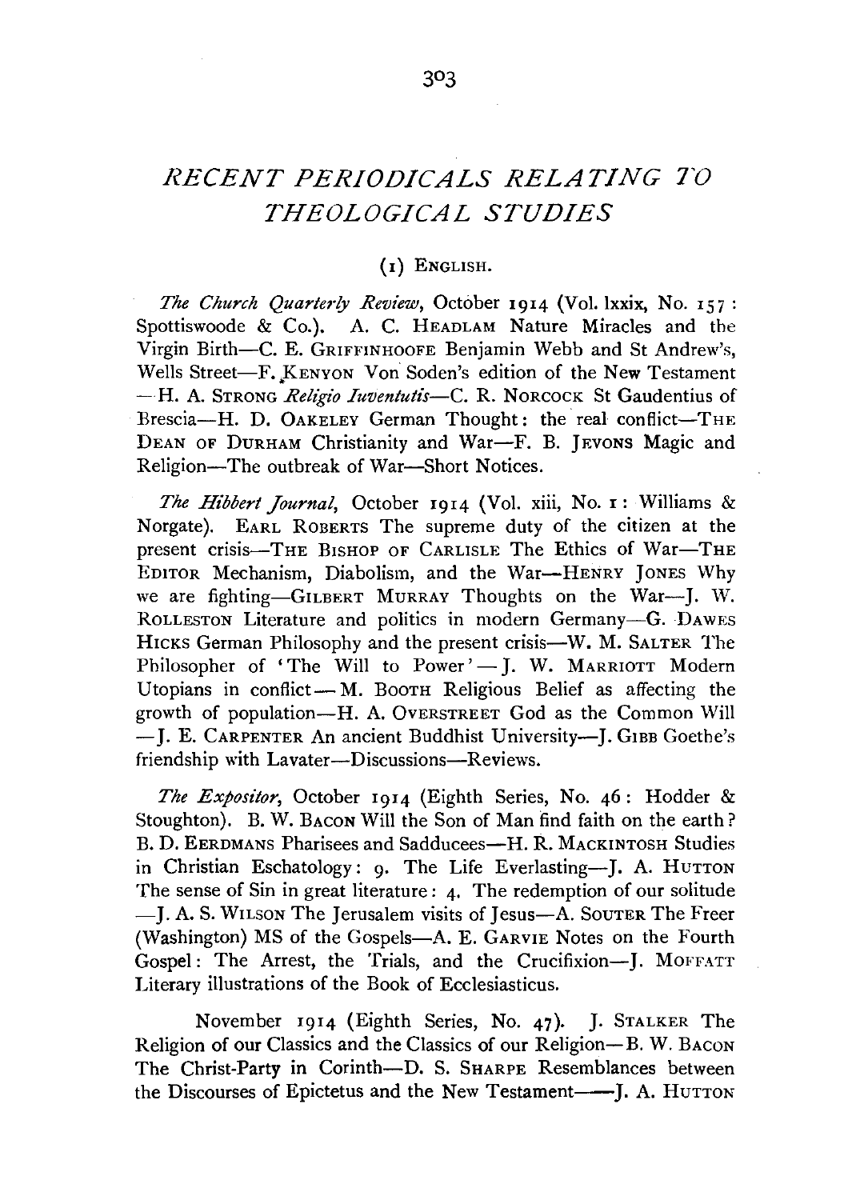# *RECENT PERIODICALS RELATING TO THEOLOGICAL STUDIES*

## (1) ENGLISH.

*The Church Quarterly Review*, October 1914 (Vol. lxxix, No. 157: Spottiswoode & Co.). A. C. HEADLAM Nature Miracles and the Virgin Birth—C. E. GRIFFINHOOFE Benjamin Webb and St Andrew's, Wells Street—F. KENYON Von Soden's edition of the New Testament—H. A. STRONG *Religio Iuventutis*—C. R. NORCOCK St Gaudentius of Brescia—H. D. OAKELEY German Thought: the real conflict—THE DEAN OF DURHAM Christianity and War—F. B. JEVONS Magic and Religion—The outbreak of War—Short Notices.

*The Hibbert Journal*, October 1914 (Vol. xiii, No. 1: Williams & Norgate). EARL ROBERTS The supreme duty of the citizen at the present crisis—THE BISHOP OF CARLISLE The Ethics of War—THE EDITOR Mechanism, Diabolism, and the War—HENRY JONES Why we are fighting—GILBERT MURRAY Thoughts on the War—J. W. ROLLESTON Literature and politics in modern Germany—G. DAWES HICKS German Philosophy and the present crisis—W. M. SALTER The Philosopher of 'The Will to Power'—J. W. MARRIOTT Modern Utopians in conflict—M. BOOTH Religious Belief as affecting the growth of population—H. A. OVERSTREET God as the Common Will—J. E. CARPENTER An ancient Buddhist University—J. GIBB Goethe's friendship with Lavater—Discussions—Reviews.

*The Expositor*, October 1914 (Eighth Series, No. 46: Hodder & Stoughton). B. W. BACON Will the Son of Man find faith on the earth? B. D. EERDMANS Pharisees and Sadducees—H. R. MACKINTOSH Studies in Christian Eschatology: 9. The Life Everlasting—J. A. HUTTON The sense of Sin in great literature: 4. The redemption of our solitude—J. A. S. WILSON The Jerusalem visits of Jesus—A. SOUTER The Freer (Washington) MS of the Gospels—A. E. GARVIE Notes on the Fourth Gospel: The Arrest, the Trials, and the Crucifixion—J. MOFFATT Literary illustrations of the Book of Ecclesiasticus.

November 1914 (Eighth Series, No. 47). J. STALKER The Religion of our Classics and the Classics of our Religion—B. W. BACON The Christ-Party in Corinth—D. S. SHARPE Resemblances between the Discourses of Epictetus and the New Testament—J. A. HUTTON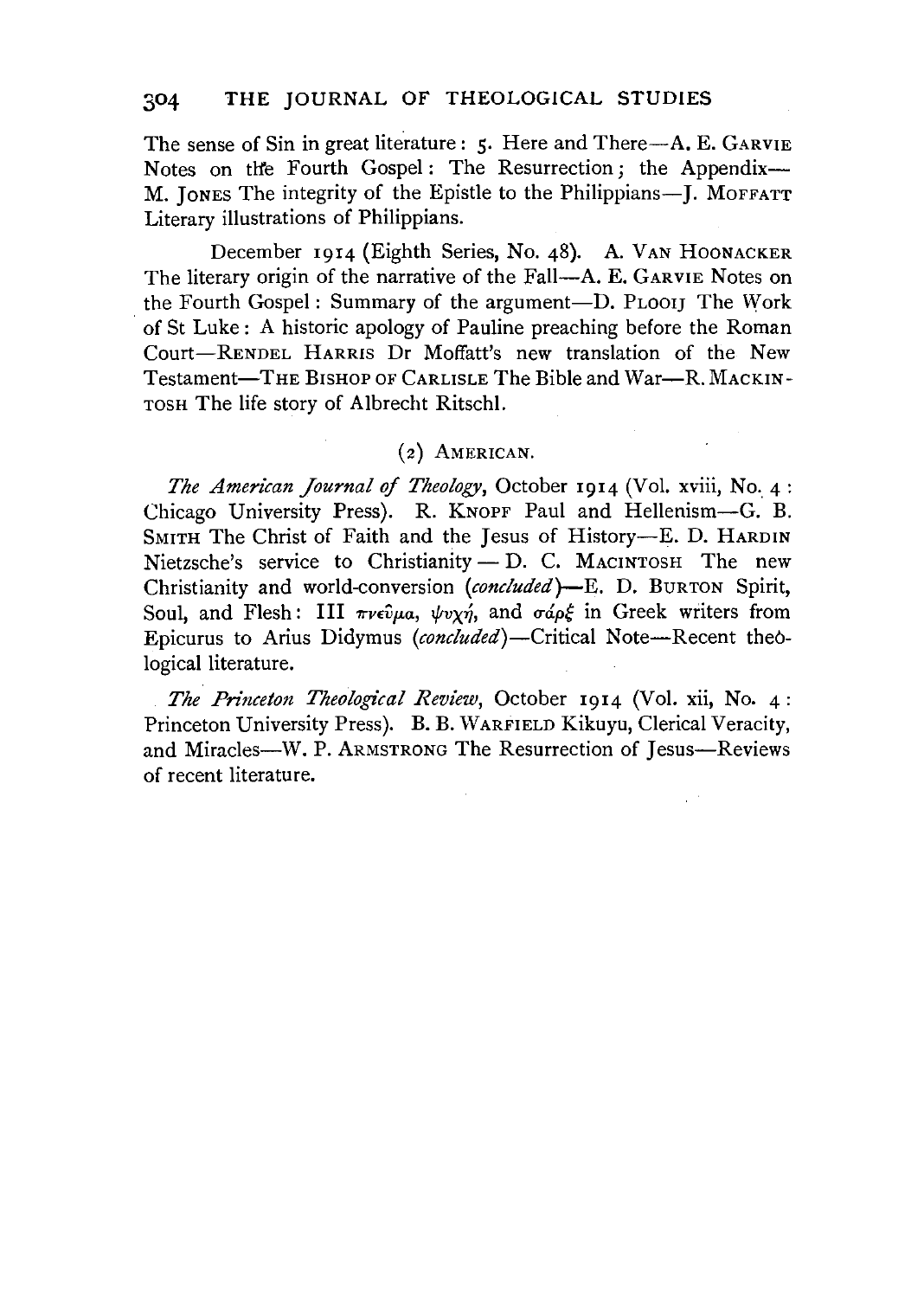The sense of Sin in great literature: 5. Here and There—A. E. GARVIE Notes on the Fourth Gospel: The Resurrection; the Appendix—M. JONES The integrity of the Epistle to the Philippians—J. MOFFATT Literary illustrations of Philippians.

December 1914 (Eighth Series, No. 48). A. VAN HOONACKER The literary origin of the narrative of the Fall—A. E. GARVIE Notes on the Fourth Gospel: Summary of the argument—D. PLOOIJ The Work of St Luke: A historic apology of Pauline preaching before the Roman Court—RENDEL HARRIS Dr Moffatt's new translation of the New Testament—THE BISHOP OF CARLISLE The Bible and War—R. MACKINTOSH The life story of Albrecht Ritschl.

## (2) AMERICAN.

*The American Journal of Theology*, October 1914 (Vol. xviii, No. 4: Chicago University Press). R. KNOPF Paul and Hellenism—G. B. SMITH The Christ of Faith and the Jesus of History—E. D. HARDIN Nietzsche's service to Christianity — D. C. MACINTOSH The new Christianity and world-conversion (*concluded*)—E. D. BURTON Spirit, Soul, and Flesh: III πνεῦμα, ψυχή, and σάρξ in Greek writers from Epicurus to Arius Didymus (*concluded*)—Critical Note—Recent theological literature.

*The Princeton Theological Review*, October 1914 (Vol. xii, No. 4: Princeton University Press). B. B. WARFIELD Kikuyu, Clerical Veracity, and Miracles—W. P. ARMSTRONG The Resurrection of Jesus—Reviews of recent literature.